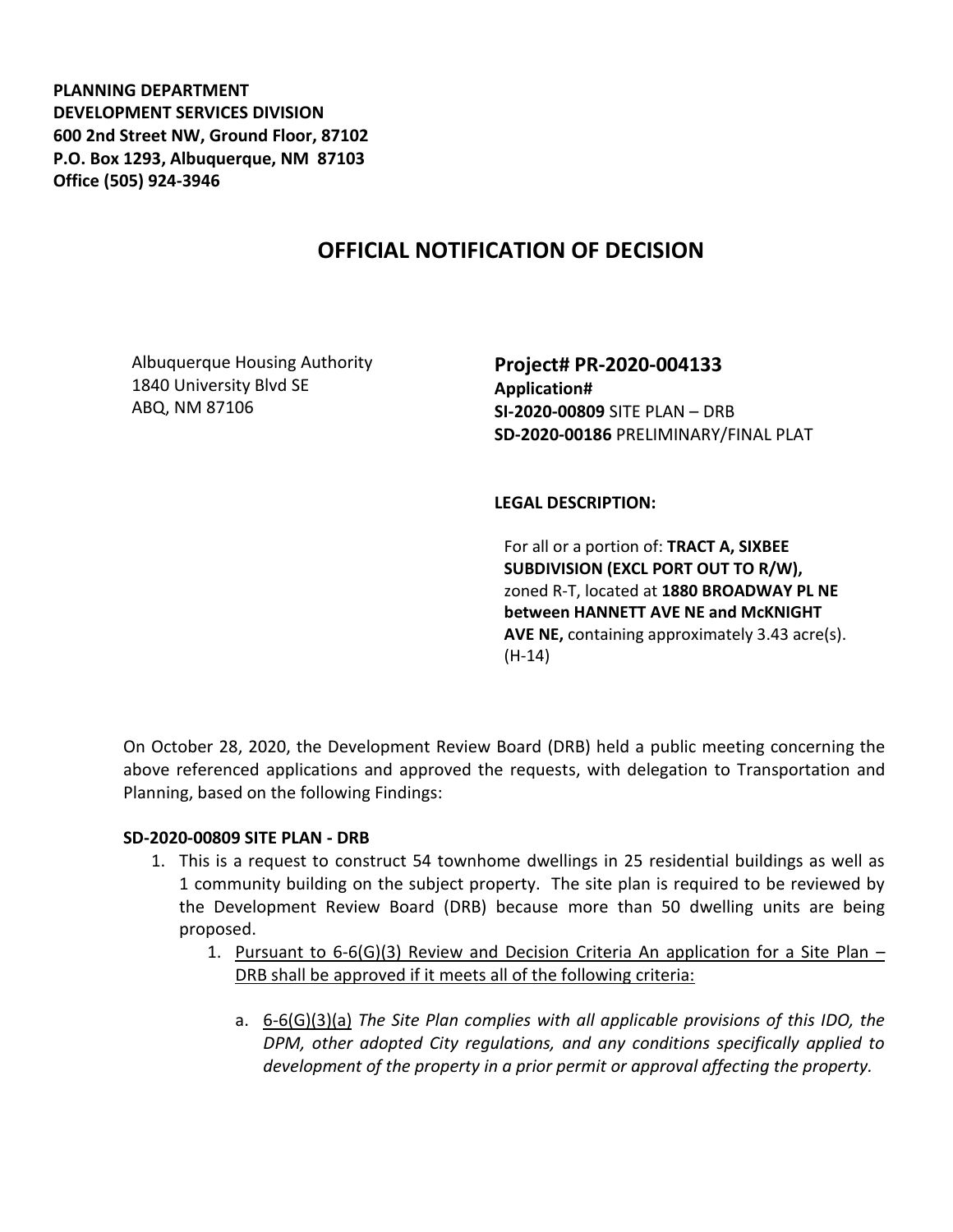**PLANNING DEPARTMENT**
**DEVELOPMENT SERVICES DIVISION**
**600 2nd Street NW, Ground Floor, 87102**
**P.O. Box 1293, Albuquerque, NM 87103**
**Office (505) 924-3946**

# OFFICIAL NOTIFICATION OF DECISION

Albuquerque Housing Authority
1840 University Blvd SE
ABQ, NM 87106

**Project# PR-2020-004133**
**Application#**
**SI-2020-00809** SITE PLAN – DRB
**SD-2020-00186** PRELIMINARY/FINAL PLAT

**LEGAL DESCRIPTION:**

For all or a portion of: **TRACT A, SIXBEE SUBDIVISION (EXCL PORT OUT TO R/W),** zoned R-T, located at **1880 BROADWAY PL NE between HANNETT AVE NE and McKNIGHT AVE NE,** containing approximately 3.43 acre(s). (H-14)

On October 28, 2020, the Development Review Board (DRB) held a public meeting concerning the above referenced applications and approved the requests, with delegation to Transportation and Planning, based on the following Findings:

**SD-2020-00809 SITE PLAN - DRB**

1. This is a request to construct 54 townhome dwellings in 25 residential buildings as well as 1 community building on the subject property. The site plan is required to be reviewed by the Development Review Board (DRB) because more than 50 dwelling units are being proposed.
   1. Pursuant to 6-6(G)(3) Review and Decision Criteria An application for a Site Plan – DRB shall be approved if it meets all of the following criteria:
      a. 6-6(G)(3)(a) *The Site Plan complies with all applicable provisions of this IDO, the DPM, other adopted City regulations, and any conditions specifically applied to development of the property in a prior permit or approval affecting the property.*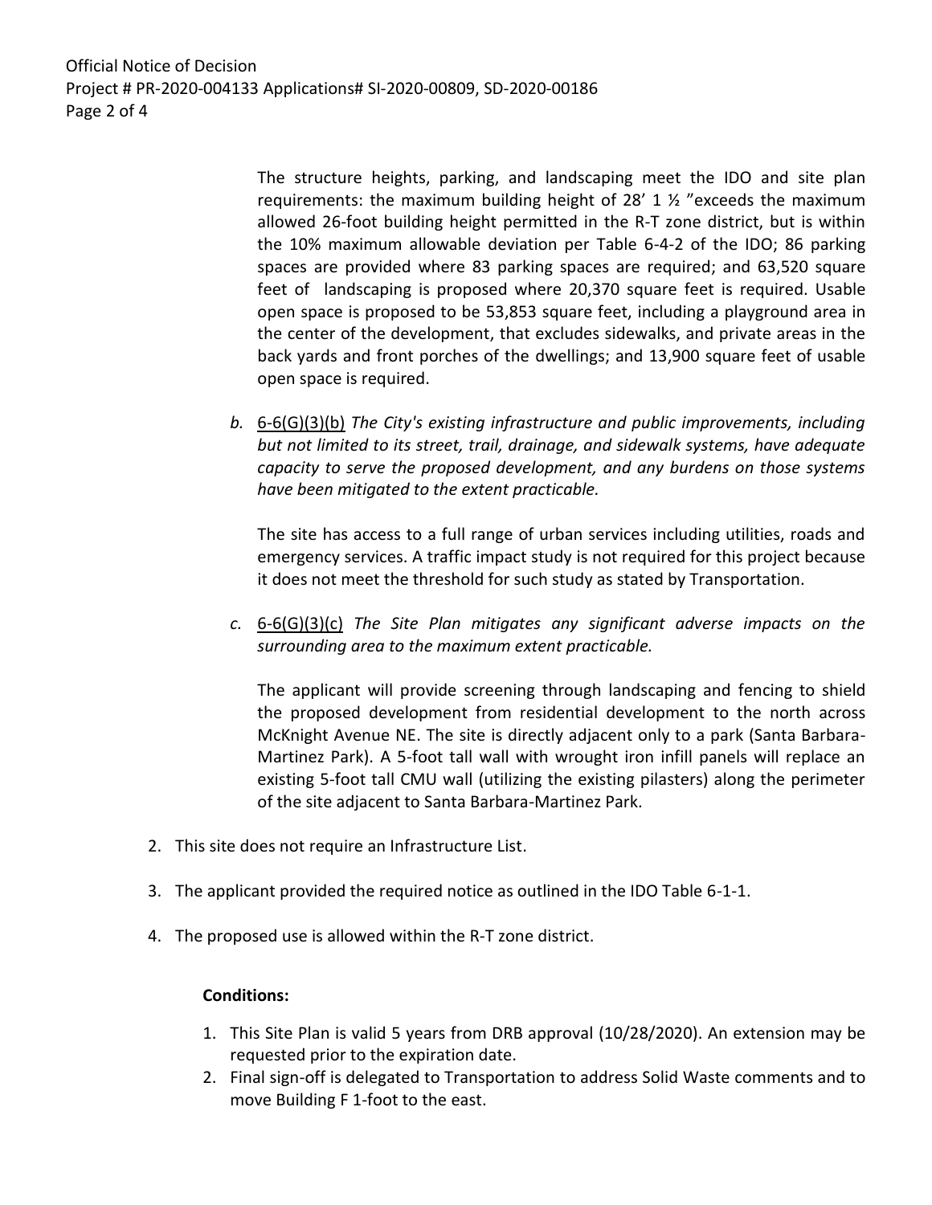The structure heights, parking, and landscaping meet the IDO and site plan requirements: the maximum building height of 28' 1 ½ "exceeds the maximum allowed 26-foot building height permitted in the R-T zone district, but is within the 10% maximum allowable deviation per Table 6-4-2 of the IDO; 86 parking spaces are provided where 83 parking spaces are required; and 63,520 square feet of landscaping is proposed where 20,370 square feet is required. Usable open space is proposed to be 53,853 square feet, including a playground area in the center of the development, that excludes sidewalks, and private areas in the back yards and front porches of the dwellings; and 13,900 square feet of usable open space is required.

b. 6-6(G)(3)(b) *The City's existing infrastructure and public improvements, including but not limited to its street, trail, drainage, and sidewalk systems, have adequate capacity to serve the proposed development, and any burdens on those systems have been mitigated to the extent practicable.*

   The site has access to a full range of urban services including utilities, roads and emergency services. A traffic impact study is not required for this project because it does not meet the threshold for such study as stated by Transportation.

c. 6-6(G)(3)(c) *The Site Plan mitigates any significant adverse impacts on the surrounding area to the maximum extent practicable.*

   The applicant will provide screening through landscaping and fencing to shield the proposed development from residential development to the north across McKnight Avenue NE. The site is directly adjacent only to a park (Santa Barbara-Martinez Park). A 5-foot tall wall with wrought iron infill panels will replace an existing 5-foot tall CMU wall (utilizing the existing pilasters) along the perimeter of the site adjacent to Santa Barbara-Martinez Park.

2. This site does not require an Infrastructure List.
3. The applicant provided the required notice as outlined in the IDO Table 6-1-1.
4. The proposed use is allowed within the R-T zone district.

**Conditions:**

1. This Site Plan is valid 5 years from DRB approval (10/28/2020). An extension may be requested prior to the expiration date.
2. Final sign-off is delegated to Transportation to address Solid Waste comments and to move Building F 1-foot to the east.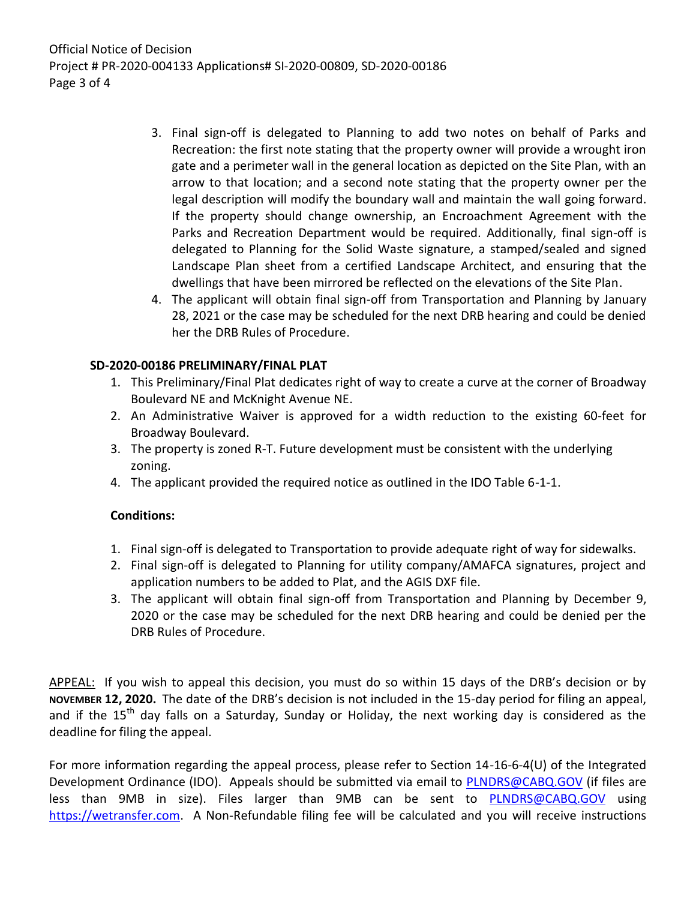3. Final sign-off is delegated to Planning to add two notes on behalf of Parks and Recreation: the first note stating that the property owner will provide a wrought iron gate and a perimeter wall in the general location as depicted on the Site Plan, with an arrow to that location; and a second note stating that the property owner per the legal description will modify the boundary wall and maintain the wall going forward. If the property should change ownership, an Encroachment Agreement with the Parks and Recreation Department would be required. Additionally, final sign-off is delegated to Planning for the Solid Waste signature, a stamped/sealed and signed Landscape Plan sheet from a certified Landscape Architect, and ensuring that the dwellings that have been mirrored be reflected on the elevations of the Site Plan.
4. The applicant will obtain final sign-off from Transportation and Planning by January 28, 2021 or the case may be scheduled for the next DRB hearing and could be denied her the DRB Rules of Procedure.

**SD-2020-00186 PRELIMINARY/FINAL PLAT**

1. This Preliminary/Final Plat dedicates right of way to create a curve at the corner of Broadway Boulevard NE and McKnight Avenue NE.
2. An Administrative Waiver is approved for a width reduction to the existing 60-feet for Broadway Boulevard.
3. The property is zoned R-T. Future development must be consistent with the underlying zoning.
4. The applicant provided the required notice as outlined in the IDO Table 6-1-1.

**Conditions:**

1. Final sign-off is delegated to Transportation to provide adequate right of way for sidewalks.
2. Final sign-off is delegated to Planning for utility company/AMAFCA signatures, project and application numbers to be added to Plat, and the AGIS DXF file.
3. The applicant will obtain final sign-off from Transportation and Planning by December 9, 2020 or the case may be scheduled for the next DRB hearing and could be denied per the DRB Rules of Procedure.

APPEAL: If you wish to appeal this decision, you must do so within 15 days of the DRB's decision or by **NOVEMBER 12, 2020.** The date of the DRB's decision is not included in the 15-day period for filing an appeal, and if the 15th day falls on a Saturday, Sunday or Holiday, the next working day is considered as the deadline for filing the appeal.

For more information regarding the appeal process, please refer to Section 14-16-6-4(U) of the Integrated Development Ordinance (IDO). Appeals should be submitted via email to PLNDRS@CABQ.GOV (if files are less than 9MB in size). Files larger than 9MB can be sent to PLNDRS@CABQ.GOV using https://wetransfer.com. A Non-Refundable filing fee will be calculated and you will receive instructions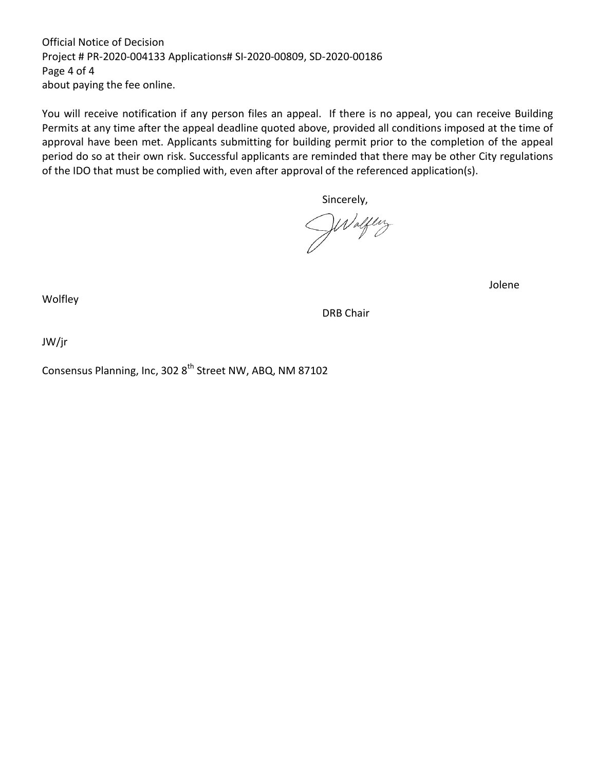about paying the fee online.

You will receive notification if any person files an appeal. If there is no appeal, you can receive Building Permits at any time after the appeal deadline quoted above, provided all conditions imposed at the time of approval have been met. Applicants submitting for building permit prior to the completion of the appeal period do so at their own risk. Successful applicants are reminded that there may be other City regulations of the IDO that must be complied with, even after approval of the referenced application(s).

Sincerely,

Jolene Wolfley

DRB Chair

JW/jr

Consensus Planning, Inc, 302 8th Street NW, ABQ, NM 87102